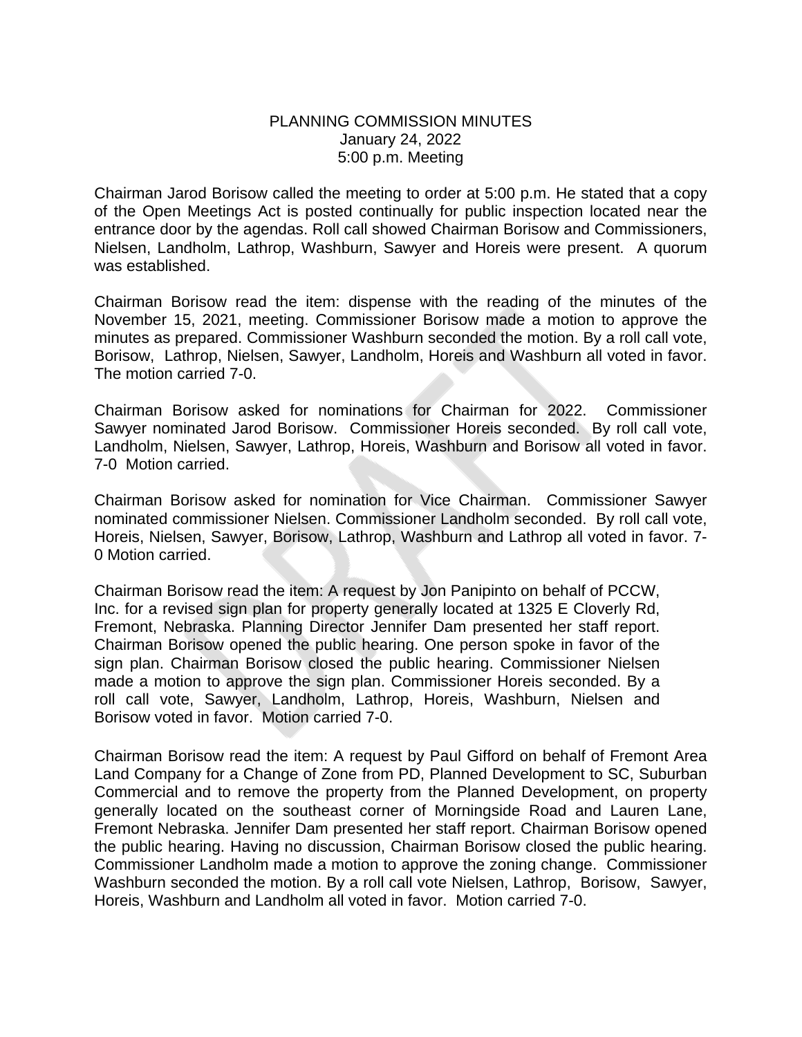PLANNING COMMISSION MINUTES
January 24, 2022
5:00 p.m. Meeting

Chairman Jarod Borisow called the meeting to order at 5:00 p.m. He stated that a copy of the Open Meetings Act is posted continually for public inspection located near the entrance door by the agendas. Roll call showed Chairman Borisow and Commissioners, Nielsen, Landholm, Lathrop, Washburn, Sawyer and Horeis were present. A quorum was established.

Chairman Borisow read the item: dispense with the reading of the minutes of the November 15, 2021, meeting. Commissioner Borisow made a motion to approve the minutes as prepared. Commissioner Washburn seconded the motion. By a roll call vote, Borisow, Lathrop, Nielsen, Sawyer, Landholm, Horeis and Washburn all voted in favor. The motion carried 7-0.

Chairman Borisow asked for nominations for Chairman for 2022. Commissioner Sawyer nominated Jarod Borisow. Commissioner Horeis seconded. By roll call vote, Landholm, Nielsen, Sawyer, Lathrop, Horeis, Washburn and Borisow all voted in favor. 7-0 Motion carried.

Chairman Borisow asked for nomination for Vice Chairman. Commissioner Sawyer nominated commissioner Nielsen. Commissioner Landholm seconded. By roll call vote, Horeis, Nielsen, Sawyer, Borisow, Lathrop, Washburn and Lathrop all voted in favor. 7-0 Motion carried.

Chairman Borisow read the item: A request by Jon Panipinto on behalf of PCCW, Inc. for a revised sign plan for property generally located at 1325 E Cloverly Rd, Fremont, Nebraska. Planning Director Jennifer Dam presented her staff report. Chairman Borisow opened the public hearing. One person spoke in favor of the sign plan. Chairman Borisow closed the public hearing. Commissioner Nielsen made a motion to approve the sign plan. Commissioner Horeis seconded. By a roll call vote, Sawyer, Landholm, Lathrop, Horeis, Washburn, Nielsen and Borisow voted in favor. Motion carried 7-0.

Chairman Borisow read the item: A request by Paul Gifford on behalf of Fremont Area Land Company for a Change of Zone from PD, Planned Development to SC, Suburban Commercial and to remove the property from the Planned Development, on property generally located on the southeast corner of Morningside Road and Lauren Lane, Fremont Nebraska. Jennifer Dam presented her staff report. Chairman Borisow opened the public hearing. Having no discussion, Chairman Borisow closed the public hearing. Commissioner Landholm made a motion to approve the zoning change. Commissioner Washburn seconded the motion. By a roll call vote Nielsen, Lathrop, Borisow, Sawyer, Horeis, Washburn and Landholm all voted in favor. Motion carried 7-0.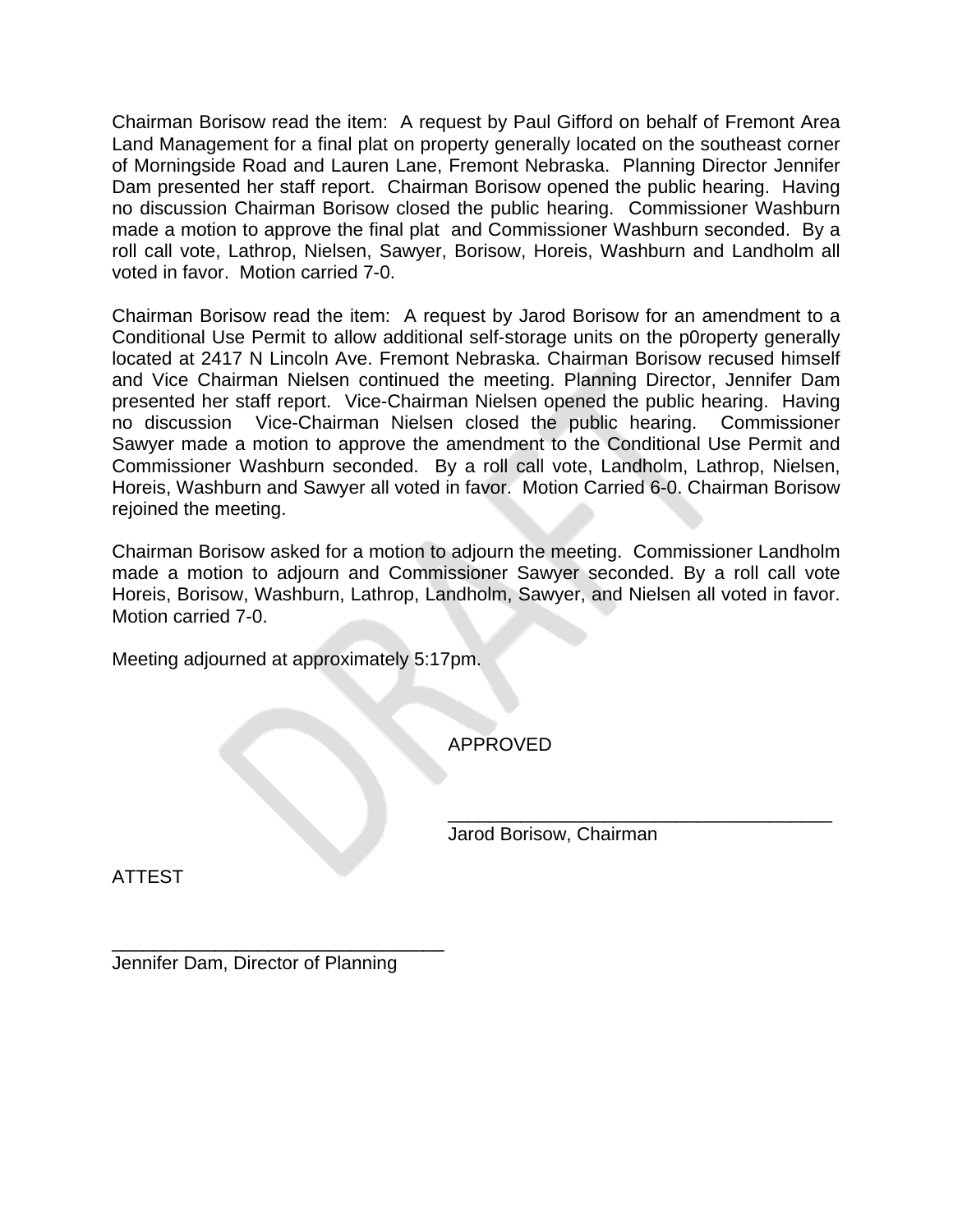Chairman Borisow read the item: A request by Paul Gifford on behalf of Fremont Area Land Management for a final plat on property generally located on the southeast corner of Morningside Road and Lauren Lane, Fremont Nebraska. Planning Director Jennifer Dam presented her staff report. Chairman Borisow opened the public hearing. Having no discussion Chairman Borisow closed the public hearing. Commissioner Washburn made a motion to approve the final plat and Commissioner Washburn seconded. By a roll call vote, Lathrop, Nielsen, Sawyer, Borisow, Horeis, Washburn and Landholm all voted in favor. Motion carried 7-0.

Chairman Borisow read the item: A request by Jarod Borisow for an amendment to a Conditional Use Permit to allow additional self-storage units on the p0roperty generally located at 2417 N Lincoln Ave. Fremont Nebraska. Chairman Borisow recused himself and Vice Chairman Nielsen continued the meeting. Planning Director, Jennifer Dam presented her staff report. Vice-Chairman Nielsen opened the public hearing. Having no discussion Vice-Chairman Nielsen closed the public hearing. Commissioner Sawyer made a motion to approve the amendment to the Conditional Use Permit and Commissioner Washburn seconded. By a roll call vote, Landholm, Lathrop, Nielsen, Horeis, Washburn and Sawyer all voted in favor. Motion Carried 6-0. Chairman Borisow rejoined the meeting.

Chairman Borisow asked for a motion to adjourn the meeting. Commissioner Landholm made a motion to adjourn and Commissioner Sawyer seconded. By a roll call vote Horeis, Borisow, Washburn, Lathrop, Landholm, Sawyer, and Nielsen all voted in favor. Motion carried 7-0.

Meeting adjourned at approximately 5:17pm.

APPROVED

_____________________________________
Jarod Borisow, Chairman

ATTEST

________________________________
Jennifer Dam, Director of Planning